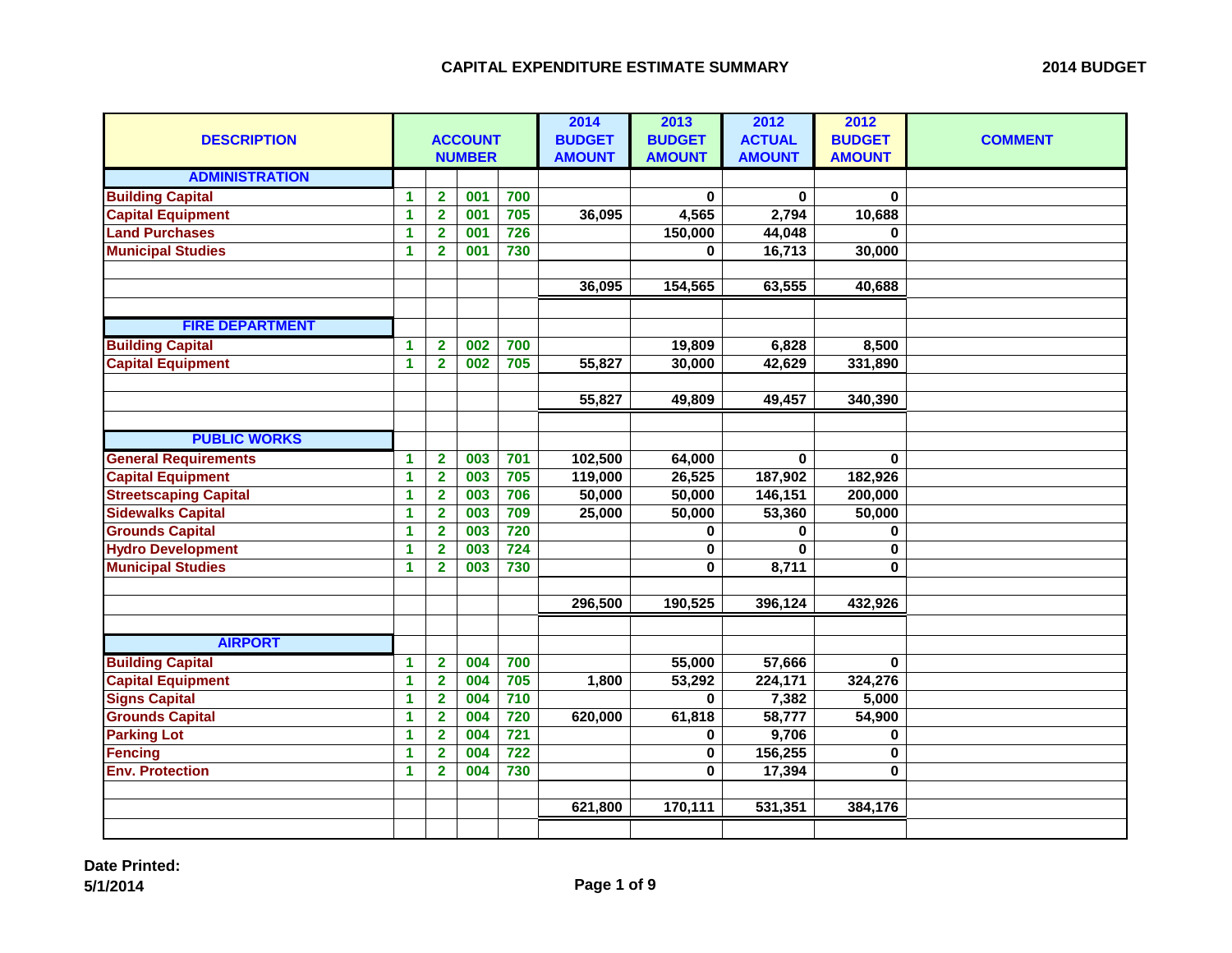## CAPITAL EXPENDITURE ESTIMATE SUMMARY

**2014 BUDGET**

| DESCRIPTION | ACCOUNT NUMBER | | | | 2014 BUDGET AMOUNT | 2013 BUDGET AMOUNT | 2012 ACTUAL AMOUNT | 2012 BUDGET AMOUNT | COMMENT |
|---|---|---|---|---|---|---|---|---|---|
| **ADMINISTRATION** | | | | | | | | | |
| Building Capital | 1 | 2 | 001 | 700 | | 0 | 0 | 0 | |
| Capital Equipment | 1 | 2 | 001 | 705 | 36,095 | 4,565 | 2,794 | 10,688 | |
| Land Purchases | 1 | 2 | 001 | 726 | | 150,000 | 44,048 | 0 | |
| Municipal Studies | 1 | 2 | 001 | 730 | | 0 | 16,713 | 30,000 | |
| | | | | | | | | | |
| | | | | | 36,095 | 154,565 | 63,555 | 40,688 | |
| | | | | | | | | | |
| **FIRE DEPARTMENT** | | | | | | | | | |
| Building Capital | 1 | 2 | 002 | 700 | | 19,809 | 6,828 | 8,500 | |
| Capital Equipment | 1 | 2 | 002 | 705 | 55,827 | 30,000 | 42,629 | 331,890 | |
| | | | | | | | | | |
| | | | | | 55,827 | 49,809 | 49,457 | 340,390 | |
| | | | | | | | | | |
| **PUBLIC WORKS** | | | | | | | | | |
| General Requirements | 1 | 2 | 003 | 701 | 102,500 | 64,000 | 0 | 0 | |
| Capital Equipment | 1 | 2 | 003 | 705 | 119,000 | 26,525 | 187,902 | 182,926 | |
| Streetscaping Capital | 1 | 2 | 003 | 706 | 50,000 | 50,000 | 146,151 | 200,000 | |
| Sidewalks Capital | 1 | 2 | 003 | 709 | 25,000 | 50,000 | 53,360 | 50,000 | |
| Grounds Capital | 1 | 2 | 003 | 720 | | 0 | 0 | 0 | |
| Hydro Development | 1 | 2 | 003 | 724 | | 0 | 0 | 0 | |
| Municipal Studies | 1 | 2 | 003 | 730 | | 0 | 8,711 | 0 | |
| | | | | | | | | | |
| | | | | | 296,500 | 190,525 | 396,124 | 432,926 | |
| | | | | | | | | | |
| **AIRPORT** | | | | | | | | | |
| Building Capital | 1 | 2 | 004 | 700 | | 55,000 | 57,666 | 0 | |
| Capital Equipment | 1 | 2 | 004 | 705 | 1,800 | 53,292 | 224,171 | 324,276 | |
| Signs Capital | 1 | 2 | 004 | 710 | | 0 | 7,382 | 5,000 | |
| Grounds Capital | 1 | 2 | 004 | 720 | 620,000 | 61,818 | 58,777 | 54,900 | |
| Parking Lot | 1 | 2 | 004 | 721 | | 0 | 9,706 | 0 | |
| Fencing | 1 | 2 | 004 | 722 | | 0 | 156,255 | 0 | |
| Env. Protection | 1 | 2 | 004 | 730 | | 0 | 17,394 | 0 | |
| | | | | | | | | | |
| | | | | | 621,800 | 170,111 | 531,351 | 384,176 | |
| | | | | | | | | | |

**Date Printed:**
**5/1/2014**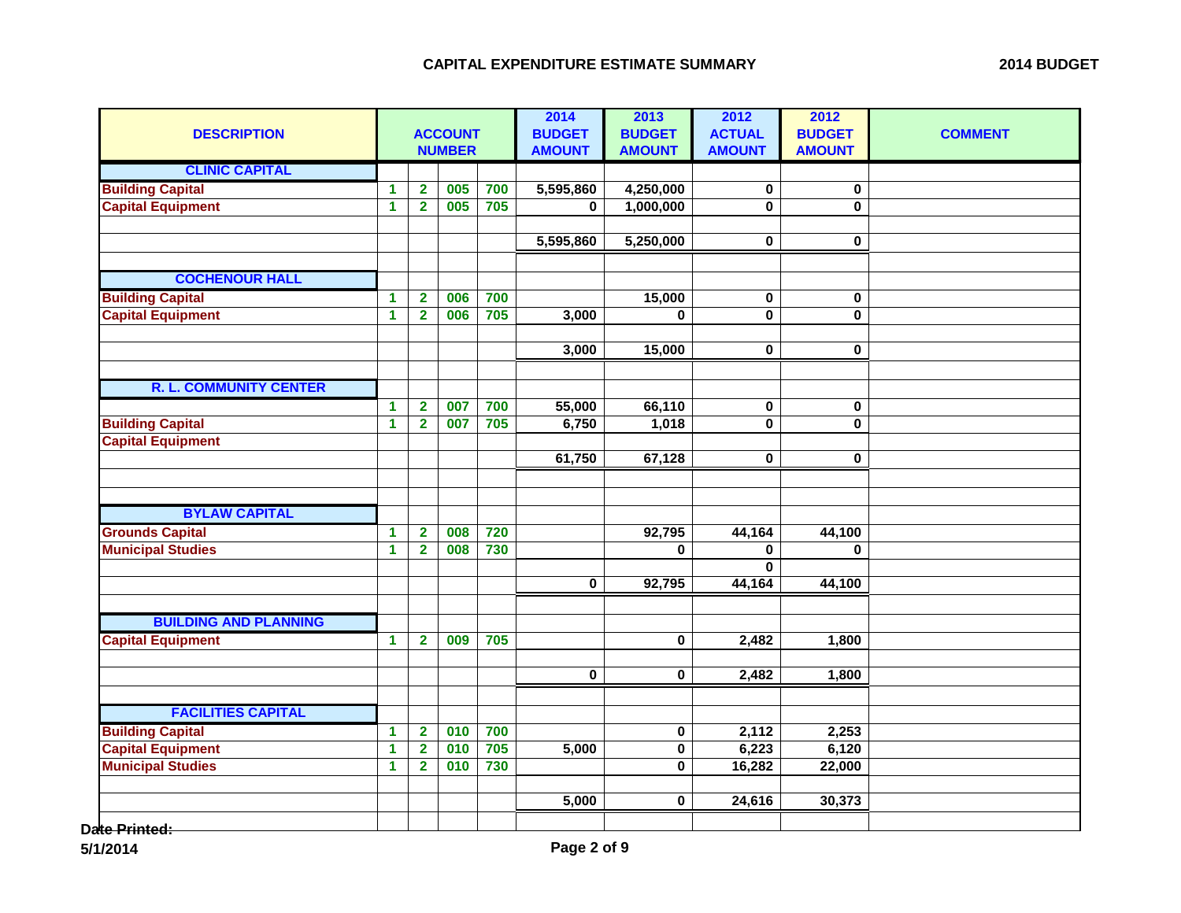## CAPITAL EXPENDITURE ESTIMATE SUMMARY

**2014 BUDGET**

| DESCRIPTION | ACCOUNT NUMBER | | | | 2014 BUDGET AMOUNT | 2013 BUDGET AMOUNT | 2012 ACTUAL AMOUNT | 2012 BUDGET AMOUNT | COMMENT |
|---|---|---|---|---|---|---|---|---|---|
| **CLINIC CAPITAL** | | | | | | | | | |
| Building Capital | 1 | 2 | 005 | 700 | 5,595,860 | 4,250,000 | 0 | 0 | |
| Capital Equipment | 1 | 2 | 005 | 705 | 0 | 1,000,000 | 0 | 0 | |
| | | | | | | | | | |
| | | | | | 5,595,860 | 5,250,000 | 0 | 0 | |
| | | | | | | | | | |
| **COCHENOUR HALL** | | | | | | | | | |
| Building Capital | 1 | 2 | 006 | 700 | | 15,000 | 0 | 0 | |
| Capital Equipment | 1 | 2 | 006 | 705 | 3,000 | 0 | 0 | 0 | |
| | | | | | | | | | |
| | | | | | 3,000 | 15,000 | 0 | 0 | |
| | | | | | | | | | |
| **R. L. COMMUNITY CENTER** | | | | | | | | | |
| | 1 | 2 | 007 | 700 | 55,000 | 66,110 | 0 | 0 | |
| Building Capital | 1 | 2 | 007 | 705 | 6,750 | 1,018 | 0 | 0 | |
| Capital Equipment | | | | | | | | | |
| | | | | | 61,750 | 67,128 | 0 | 0 | |
| | | | | | | | | | |
| **BYLAW CAPITAL** | | | | | | | | | |
| Grounds Capital | 1 | 2 | 008 | 720 | | 92,795 | 44,164 | 44,100 | |
| Municipal Studies | 1 | 2 | 008 | 730 | | 0 | 0 | 0 | |
| | | | | | | | 0 | | |
| | | | | | 0 | 92,795 | 44,164 | 44,100 | |
| | | | | | | | | | |
| **BUILDING AND PLANNING** | | | | | | | | | |
| Capital Equipment | 1 | 2 | 009 | 705 | | 0 | 2,482 | 1,800 | |
| | | | | | | | | | |
| | | | | | 0 | 0 | 2,482 | 1,800 | |
| | | | | | | | | | |
| **FACILITIES CAPITAL** | | | | | | | | | |
| Building Capital | 1 | 2 | 010 | 700 | | 0 | 2,112 | 2,253 | |
| Capital Equipment | 1 | 2 | 010 | 705 | 5,000 | 0 | 6,223 | 6,120 | |
| Municipal Studies | 1 | 2 | 010 | 730 | | 0 | 16,282 | 22,000 | |
| | | | | | | | | | |
| | | | | | 5,000 | 0 | 24,616 | 30,373 | |

Date Printed:
5/1/2014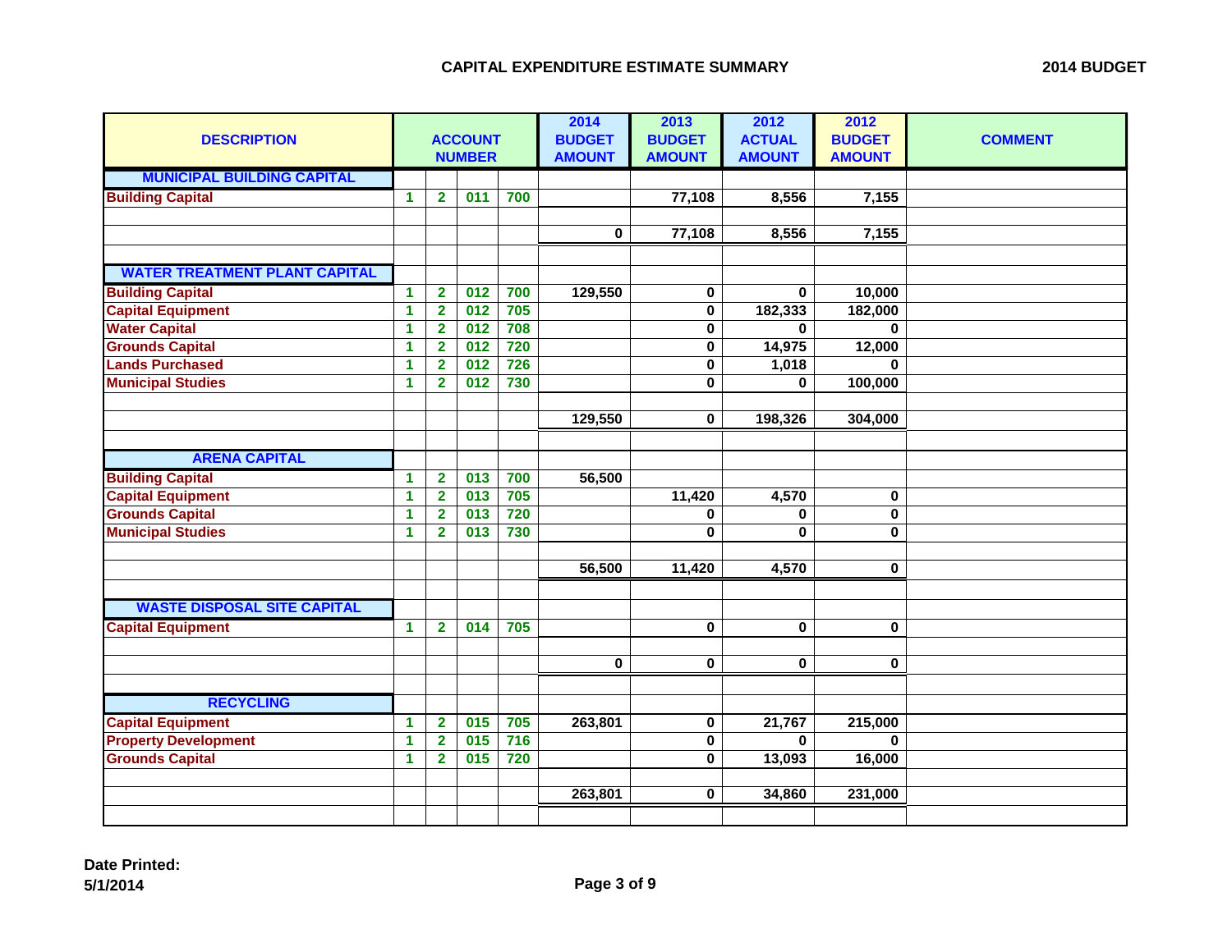## CAPITAL EXPENDITURE ESTIMATE SUMMARY

**2014 BUDGET**

| DESCRIPTION | ACCOUNT NUMBER | | | | 2014 BUDGET AMOUNT | 2013 BUDGET AMOUNT | 2012 ACTUAL AMOUNT | 2012 BUDGET AMOUNT | COMMENT |
|---|---|---|---|---|---|---|---|---|---|
| **MUNICIPAL BUILDING CAPITAL** | | | | | | | | | |
| Building Capital | 1 | 2 | 011 | 700 | | 77,108 | 8,556 | 7,155 | |
| | | | | | | | | | |
| | | | | | 0 | 77,108 | 8,556 | 7,155 | |
| | | | | | | | | | |
| **WATER TREATMENT PLANT CAPITAL** | | | | | | | | | |
| Building Capital | 1 | 2 | 012 | 700 | 129,550 | 0 | 0 | 10,000 | |
| Capital Equipment | 1 | 2 | 012 | 705 | | 0 | 182,333 | 182,000 | |
| Water Capital | 1 | 2 | 012 | 708 | | 0 | 0 | 0 | |
| Grounds Capital | 1 | 2 | 012 | 720 | | 0 | 14,975 | 12,000 | |
| Lands Purchased | 1 | 2 | 012 | 726 | | 0 | 1,018 | 0 | |
| Municipal Studies | 1 | 2 | 012 | 730 | | 0 | 0 | 100,000 | |
| | | | | | | | | | |
| | | | | | 129,550 | 0 | 198,326 | 304,000 | |
| | | | | | | | | | |
| **ARENA CAPITAL** | | | | | | | | | |
| Building Capital | 1 | 2 | 013 | 700 | 56,500 | | | | |
| Capital Equipment | 1 | 2 | 013 | 705 | | 11,420 | 4,570 | 0 | |
| Grounds Capital | 1 | 2 | 013 | 720 | | 0 | 0 | 0 | |
| Municipal Studies | 1 | 2 | 013 | 730 | | 0 | 0 | 0 | |
| | | | | | | | | | |
| | | | | | 56,500 | 11,420 | 4,570 | 0 | |
| | | | | | | | | | |
| **WASTE DISPOSAL SITE CAPITAL** | | | | | | | | | |
| Capital Equipment | 1 | 2 | 014 | 705 | | 0 | 0 | 0 | |
| | | | | | | | | | |
| | | | | | 0 | 0 | 0 | 0 | |
| | | | | | | | | | |
| **RECYCLING** | | | | | | | | | |
| Capital Equipment | 1 | 2 | 015 | 705 | 263,801 | 0 | 21,767 | 215,000 | |
| Property Development | 1 | 2 | 015 | 716 | | 0 | 0 | 0 | |
| Grounds Capital | 1 | 2 | 015 | 720 | | 0 | 13,093 | 16,000 | |
| | | | | | | | | | |
| | | | | | 263,801 | 0 | 34,860 | 231,000 | |
| | | | | | | | | | |

**Date Printed:**
**5/1/2014**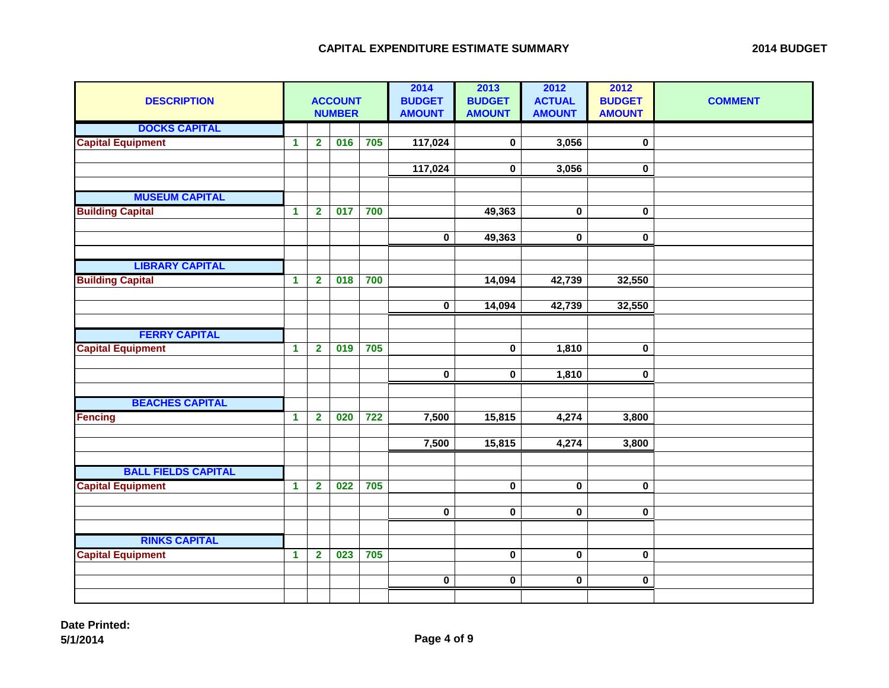## CAPITAL EXPENDITURE ESTIMATE SUMMARY

**2014 BUDGET**

| DESCRIPTION | ACCOUNT NUMBER | | | | 2014 BUDGET AMOUNT | 2013 BUDGET AMOUNT | 2012 ACTUAL AMOUNT | 2012 BUDGET AMOUNT | COMMENT |
|---|---|---|---|---|---|---|---|---|---|
| **DOCKS CAPITAL** | | | | | | | | | |
| Capital Equipment | 1 | 2 | 016 | 705 | 117,024 | 0 | 3,056 | 0 | |
| | | | | | | | | | |
| | | | | | 117,024 | 0 | 3,056 | 0 | |
| | | | | | | | | | |
| **MUSEUM CAPITAL** | | | | | | | | | |
| Building Capital | 1 | 2 | 017 | 700 | | 49,363 | 0 | 0 | |
| | | | | | | | | | |
| | | | | | 0 | 49,363 | 0 | 0 | |
| | | | | | | | | | |
| **LIBRARY CAPITAL** | | | | | | | | | |
| Building Capital | 1 | 2 | 018 | 700 | | 14,094 | 42,739 | 32,550 | |
| | | | | | | | | | |
| | | | | | 0 | 14,094 | 42,739 | 32,550 | |
| | | | | | | | | | |
| **FERRY CAPITAL** | | | | | | | | | |
| Capital Equipment | 1 | 2 | 019 | 705 | | 0 | 1,810 | 0 | |
| | | | | | | | | | |
| | | | | | 0 | 0 | 1,810 | 0 | |
| | | | | | | | | | |
| **BEACHES CAPITAL** | | | | | | | | | |
| Fencing | 1 | 2 | 020 | 722 | 7,500 | 15,815 | 4,274 | 3,800 | |
| | | | | | | | | | |
| | | | | | 7,500 | 15,815 | 4,274 | 3,800 | |
| | | | | | | | | | |
| **BALL FIELDS CAPITAL** | | | | | | | | | |
| Capital Equipment | 1 | 2 | 022 | 705 | | 0 | 0 | 0 | |
| | | | | | | | | | |
| | | | | | 0 | 0 | 0 | 0 | |
| | | | | | | | | | |
| **RINKS CAPITAL** | | | | | | | | | |
| Capital Equipment | 1 | 2 | 023 | 705 | | 0 | 0 | 0 | |
| | | | | | | | | | |
| | | | | | 0 | 0 | 0 | 0 | |

**Date Printed:**
**5/1/2014**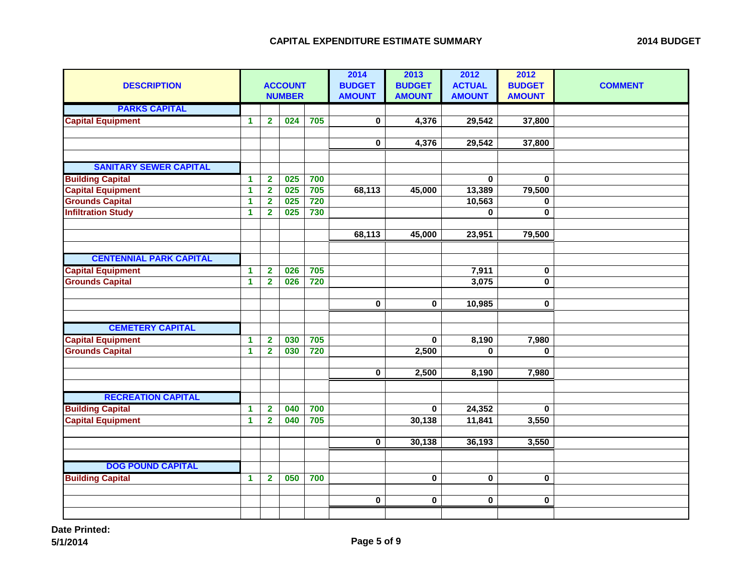## CAPITAL EXPENDITURE ESTIMATE SUMMARY

**2014 BUDGET**

| DESCRIPTION | ACCOUNT | NUMBER | | | 2014 BUDGET AMOUNT | 2013 BUDGET AMOUNT | 2012 ACTUAL AMOUNT | 2012 BUDGET AMOUNT | COMMENT |
|---|---|---|---|---|---|---|---|---|---|
| **PARKS CAPITAL** | | | | | | | | | |
| Capital Equipment | 1 | 2 | 024 | 705 | 0 | 4,376 | 29,542 | 37,800 | |
| | | | | | | | | | |
| | | | | | 0 | 4,376 | 29,542 | 37,800 | |
| | | | | | | | | | |
| **SANITARY SEWER CAPITAL** | | | | | | | | | |
| Building Capital | 1 | 2 | 025 | 700 | | | 0 | 0 | |
| Capital Equipment | 1 | 2 | 025 | 705 | 68,113 | 45,000 | 13,389 | 79,500 | |
| Grounds Capital | 1 | 2 | 025 | 720 | | | 10,563 | 0 | |
| Infiltration Study | 1 | 2 | 025 | 730 | | | 0 | 0 | |
| | | | | | | | | | |
| | | | | | 68,113 | 45,000 | 23,951 | 79,500 | |
| | | | | | | | | | |
| **CENTENNIAL PARK CAPITAL** | | | | | | | | | |
| Capital Equipment | 1 | 2 | 026 | 705 | | | 7,911 | 0 | |
| Grounds Capital | 1 | 2 | 026 | 720 | | | 3,075 | 0 | |
| | | | | | | | | | |
| | | | | | 0 | 0 | 10,985 | 0 | |
| | | | | | | | | | |
| **CEMETERY CAPITAL** | | | | | | | | | |
| Capital Equipment | 1 | 2 | 030 | 705 | | 0 | 8,190 | 7,980 | |
| Grounds Capital | 1 | 2 | 030 | 720 | | 2,500 | 0 | 0 | |
| | | | | | | | | | |
| | | | | | 0 | 2,500 | 8,190 | 7,980 | |
| | | | | | | | | | |
| **RECREATION CAPITAL** | | | | | | | | | |
| Building Capital | 1 | 2 | 040 | 700 | | 0 | 24,352 | 0 | |
| Capital Equipment | 1 | 2 | 040 | 705 | | 30,138 | 11,841 | 3,550 | |
| | | | | | | | | | |
| | | | | | 0 | 30,138 | 36,193 | 3,550 | |
| | | | | | | | | | |
| **DOG POUND CAPITAL** | | | | | | | | | |
| Building Capital | 1 | 2 | 050 | 700 | | 0 | 0 | 0 | |
| | | | | | | | | | |
| | | | | | 0 | 0 | 0 | 0 | |

**Date Printed:**
**5/1/2014**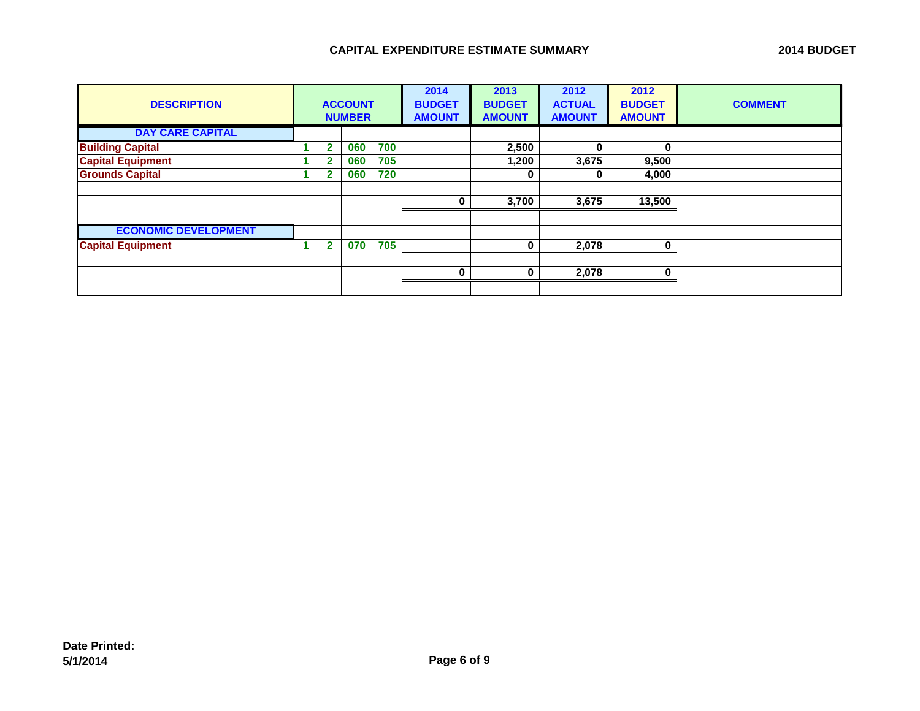## CAPITAL EXPENDITURE ESTIMATE SUMMARY

**2014 BUDGET**

| DESCRIPTION | ACCOUNT NUMBER | | | | 2014 BUDGET AMOUNT | 2013 BUDGET AMOUNT | 2012 ACTUAL AMOUNT | 2012 BUDGET AMOUNT | COMMENT |
|---|---|---|---|---|---|---|---|---|---|
| **DAY CARE CAPITAL** | | | | | | | | | |
| Building Capital | 1 | 2 | 060 | 700 | | 2,500 | 0 | 0 | |
| Capital Equipment | 1 | 2 | 060 | 705 | | 1,200 | 3,675 | 9,500 | |
| Grounds Capital | 1 | 2 | 060 | 720 | | 0 | 0 | 4,000 | |
| | | | | | | | | | |
| | | | | | 0 | 3,700 | 3,675 | 13,500 | |
| | | | | | | | | | |
| **ECONOMIC DEVELOPMENT** | | | | | | | | | |
| Capital Equipment | 1 | 2 | 070 | 705 | | 0 | 2,078 | 0 | |
| | | | | | | | | | |
| | | | | | 0 | 0 | 2,078 | 0 | |
| | | | | | | | | | |

**Date Printed:**
**5/1/2014**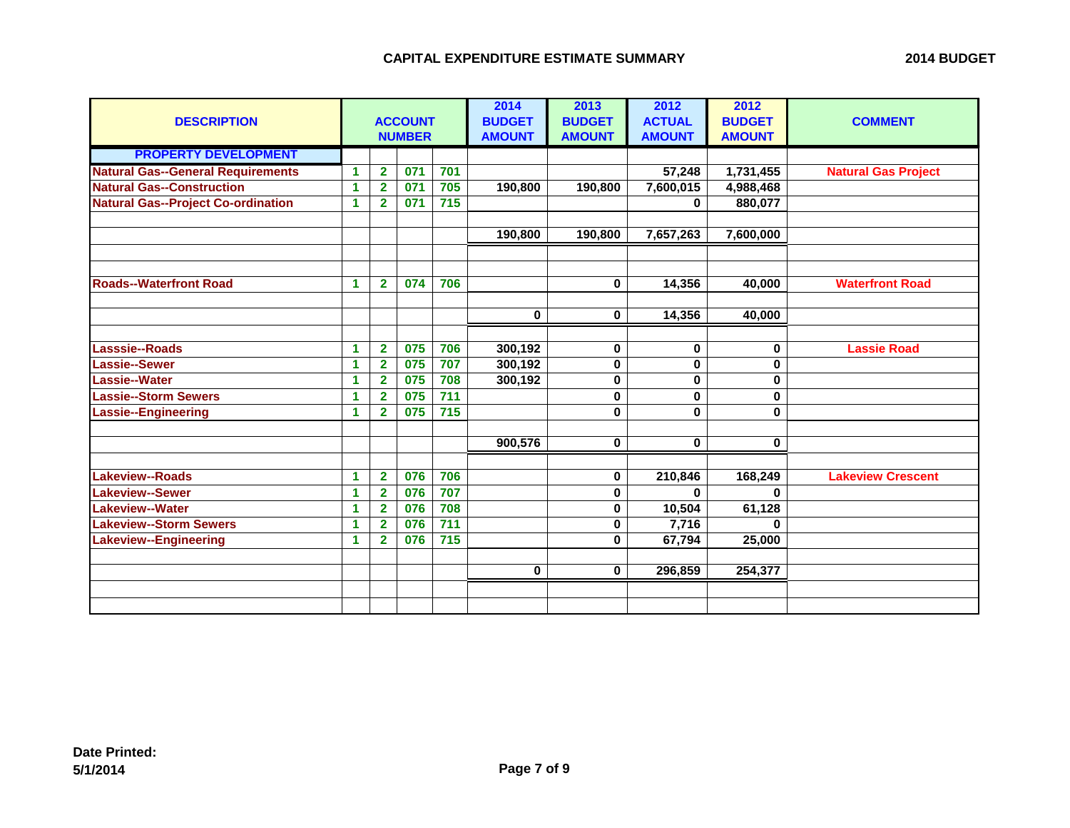# CAPITAL EXPENDITURE ESTIMATE SUMMARY

2014 BUDGET

| DESCRIPTION | ACCOUNT NUMBER | | | | 2014 BUDGET AMOUNT | 2013 BUDGET AMOUNT | 2012 ACTUAL AMOUNT | 2012 BUDGET AMOUNT | COMMENT |
|---|---|---|---|---|---|---|---|---|---|
| **PROPERTY DEVELOPMENT** | | | | | | | | | |
| Natural Gas--General Requirements | 1 | 2 | 071 | 701 | | | 57,248 | 1,731,455 | Natural Gas Project |
| Natural Gas--Construction | 1 | 2 | 071 | 705 | 190,800 | 190,800 | 7,600,015 | 4,988,468 | |
| Natural Gas--Project Co-ordination | 1 | 2 | 071 | 715 | | | 0 | 880,077 | |
| | | | | | | | | | |
| | | | | | 190,800 | 190,800 | 7,657,263 | 7,600,000 | |
| | | | | | | | | | |
| | | | | | | | | | |
| Roads--Waterfront Road | 1 | 2 | 074 | 706 | | 0 | 14,356 | 40,000 | Waterfront Road |
| | | | | | | | | | |
| | | | | | 0 | 0 | 14,356 | 40,000 | |
| | | | | | | | | | |
| Lasssie--Roads | 1 | 2 | 075 | 706 | 300,192 | 0 | 0 | 0 | Lassie Road |
| Lassie--Sewer | 1 | 2 | 075 | 707 | 300,192 | 0 | 0 | 0 | |
| Lassie--Water | 1 | 2 | 075 | 708 | 300,192 | 0 | 0 | 0 | |
| Lassie--Storm Sewers | 1 | 2 | 075 | 711 | | 0 | 0 | 0 | |
| Lassie--Engineering | 1 | 2 | 075 | 715 | | 0 | 0 | 0 | |
| | | | | | | | | | |
| | | | | | 900,576 | 0 | 0 | 0 | |
| | | | | | | | | | |
| Lakeview--Roads | 1 | 2 | 076 | 706 | | 0 | 210,846 | 168,249 | Lakeview Crescent |
| Lakeview--Sewer | 1 | 2 | 076 | 707 | | 0 | 0 | 0 | |
| Lakeview--Water | 1 | 2 | 076 | 708 | | 0 | 10,504 | 61,128 | |
| Lakeview--Storm Sewers | 1 | 2 | 076 | 711 | | 0 | 7,716 | 0 | |
| Lakeview--Engineering | 1 | 2 | 076 | 715 | | 0 | 67,794 | 25,000 | |
| | | | | | | | | | |
| | | | | | 0 | 0 | 296,859 | 254,377 | |

**Date Printed:**
**5/1/2014**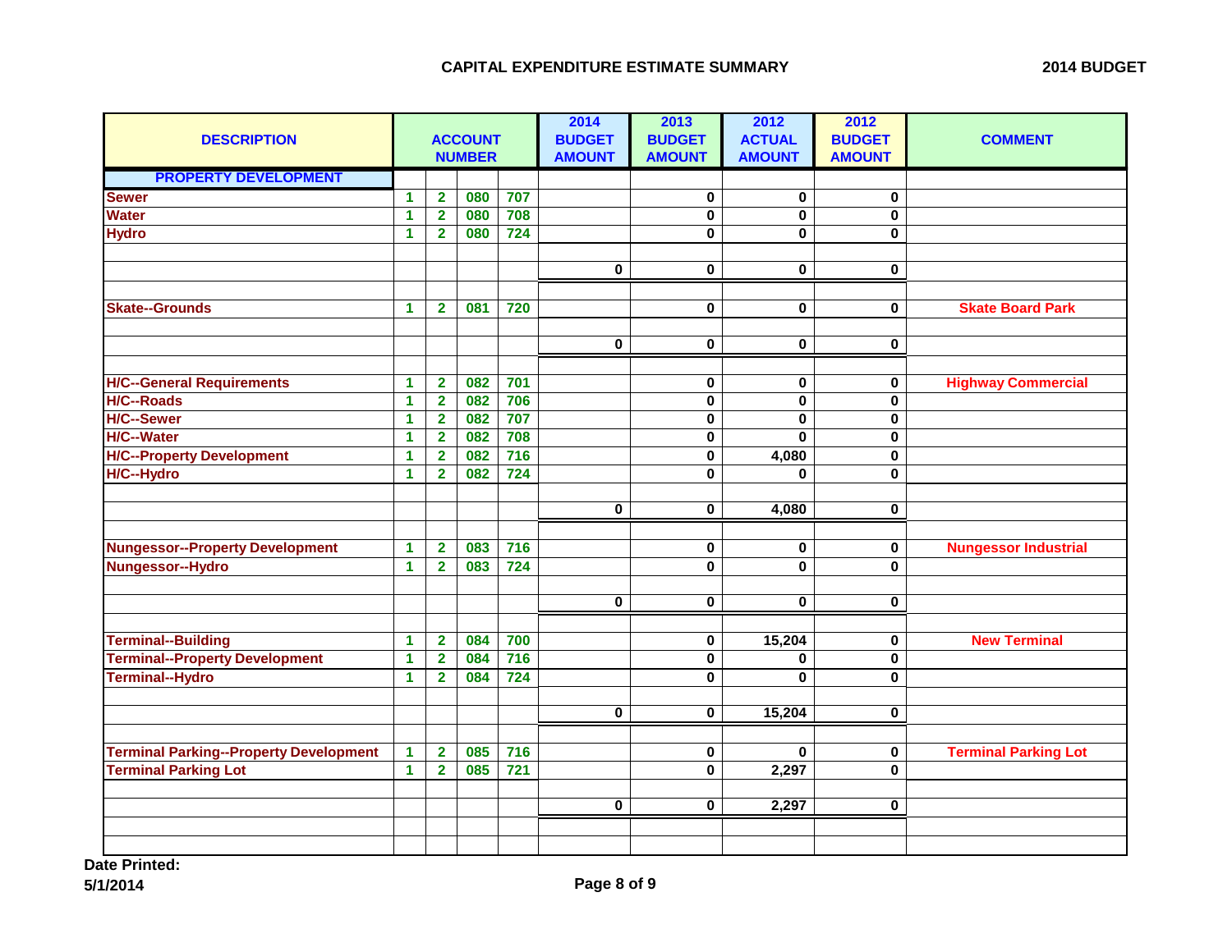## CAPITAL EXPENDITURE ESTIMATE SUMMARY

**2014 BUDGET**

| DESCRIPTION | ACCOUNT NUMBER | | | | 2014 BUDGET AMOUNT | 2013 BUDGET AMOUNT | 2012 ACTUAL AMOUNT | 2012 BUDGET AMOUNT | COMMENT |
|---|---|---|---|---|---|---|---|---|---|
| **PROPERTY DEVELOPMENT** | | | | | | | | | |
| Sewer | 1 | 2 | 080 | 707 | | 0 | 0 | 0 | |
| Water | 1 | 2 | 080 | 708 | | 0 | 0 | 0 | |
| Hydro | 1 | 2 | 080 | 724 | | 0 | 0 | 0 | |
| | | | | | 0 | 0 | 0 | 0 | |
| Skate--Grounds | 1 | 2 | 081 | 720 | | 0 | 0 | 0 | Skate Board Park |
| | | | | | 0 | 0 | 0 | 0 | |
| H/C--General Requirements | 1 | 2 | 082 | 701 | | 0 | 0 | 0 | Highway Commercial |
| H/C--Roads | 1 | 2 | 082 | 706 | | 0 | 0 | 0 | |
| H/C--Sewer | 1 | 2 | 082 | 707 | | 0 | 0 | 0 | |
| H/C--Water | 1 | 2 | 082 | 708 | | 0 | 0 | 0 | |
| H/C--Property Development | 1 | 2 | 082 | 716 | | 0 | 4,080 | 0 | |
| H/C--Hydro | 1 | 2 | 082 | 724 | | 0 | 0 | 0 | |
| | | | | | 0 | 0 | 4,080 | 0 | |
| Nungessor--Property Development | 1 | 2 | 083 | 716 | | 0 | 0 | 0 | Nungessor Industrial |
| Nungessor--Hydro | 1 | 2 | 083 | 724 | | 0 | 0 | 0 | |
| | | | | | 0 | 0 | 0 | 0 | |
| Terminal--Building | 1 | 2 | 084 | 700 | | 0 | 15,204 | 0 | New Terminal |
| Terminal--Property Development | 1 | 2 | 084 | 716 | | 0 | 0 | 0 | |
| Terminal--Hydro | 1 | 2 | 084 | 724 | | 0 | 0 | 0 | |
| | | | | | 0 | 0 | 15,204 | 0 | |
| Terminal Parking--Property Development | 1 | 2 | 085 | 716 | | 0 | 0 | 0 | Terminal Parking Lot |
| Terminal Parking Lot | 1 | 2 | 085 | 721 | | 0 | 2,297 | 0 | |
| | | | | | 0 | 0 | 2,297 | 0 | |

Date Printed:
5/1/2014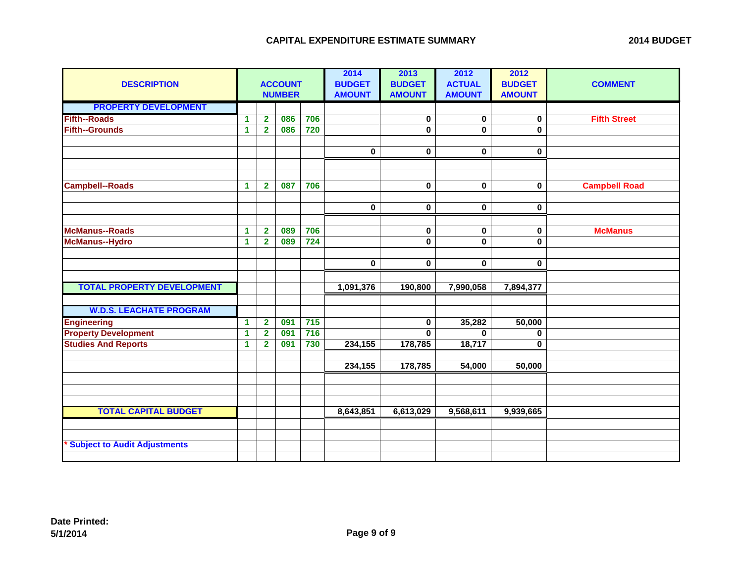## CAPITAL EXPENDITURE ESTIMATE SUMMARY

**2014 BUDGET**

| DESCRIPTION | ACCOUNT NUMBER | | | | 2014 BUDGET AMOUNT | 2013 BUDGET AMOUNT | 2012 ACTUAL AMOUNT | 2012 BUDGET AMOUNT | COMMENT |
|---|---|---|---|---|---|---|---|---|---|
| **PROPERTY DEVELOPMENT** | | | | | | | | | |
| Fifth--Roads | 1 | 2 | 086 | 706 | | 0 | 0 | 0 | Fifth Street |
| Fifth--Grounds | 1 | 2 | 086 | 720 | | 0 | 0 | 0 | |
| | | | | | 0 | 0 | 0 | 0 | |
| Campbell--Roads | 1 | 2 | 087 | 706 | | 0 | 0 | 0 | Campbell Road |
| | | | | | 0 | 0 | 0 | 0 | |
| McManus--Roads | 1 | 2 | 089 | 706 | | 0 | 0 | 0 | McManus |
| McManus--Hydro | 1 | 2 | 089 | 724 | | 0 | 0 | 0 | |
| | | | | | 0 | 0 | 0 | 0 | |
| **TOTAL PROPERTY DEVELOPMENT** | | | | | 1,091,376 | 190,800 | 7,990,058 | 7,894,377 | |
| **W.D.S. LEACHATE PROGRAM** | | | | | | | | | |
| Engineering | 1 | 2 | 091 | 715 | | 0 | 35,282 | 50,000 | |
| Property Development | 1 | 2 | 091 | 716 | | 0 | 0 | 0 | |
| Studies And Reports | 1 | 2 | 091 | 730 | 234,155 | 178,785 | 18,717 | 0 | |
| | | | | | 234,155 | 178,785 | 54,000 | 50,000 | |
| **TOTAL CAPITAL BUDGET** | | | | | 8,643,851 | 6,613,029 | 9,568,611 | 9,939,665 | |
| * Subject to Audit Adjustments | | | | | | | | | |

**Date Printed:**
**5/1/2014**